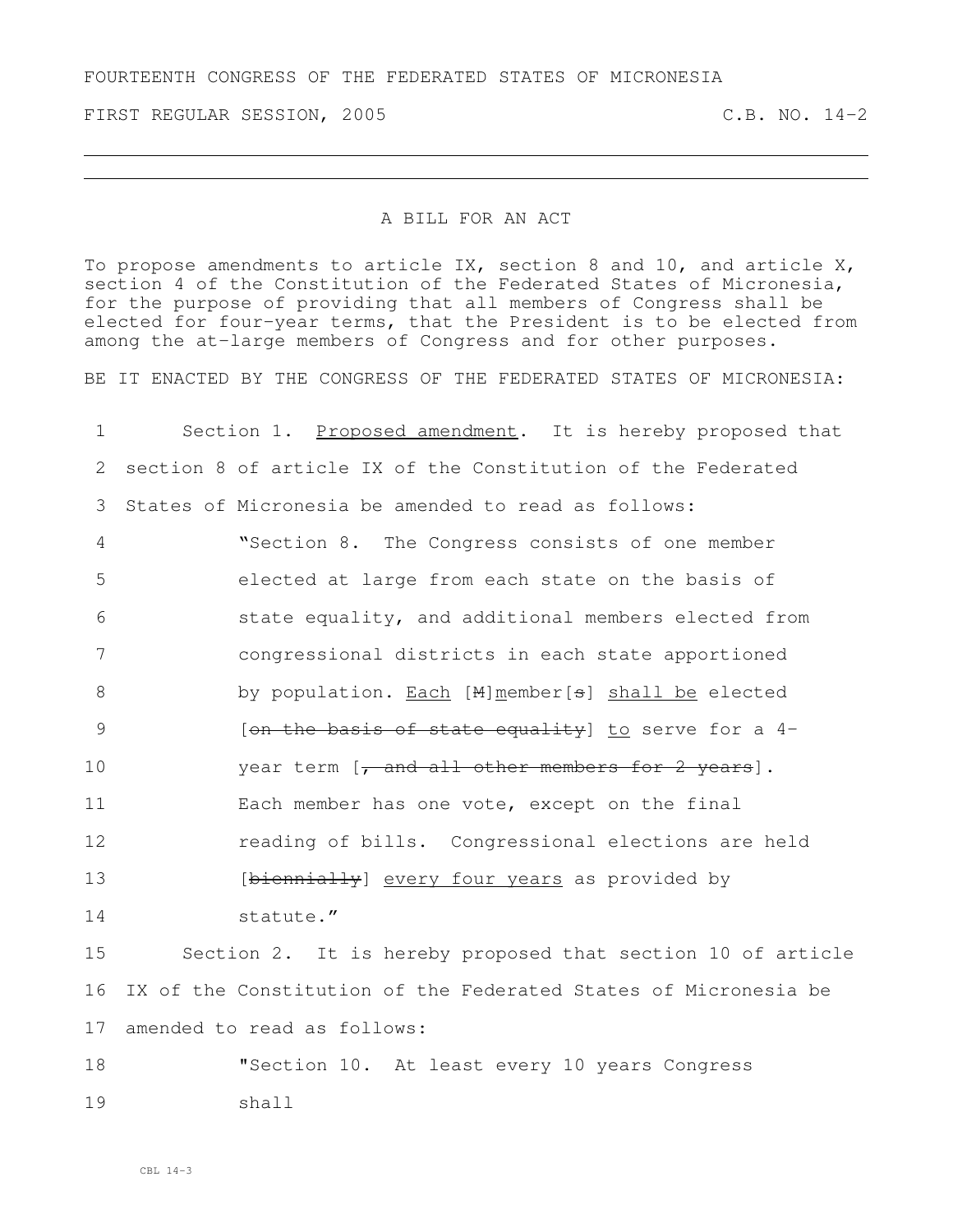FOURTEENTH CONGRESS OF THE FEDERATED STATES OF MICRONESIA

FIRST REGULAR SESSION, 2005 C.B. NO. 14-2

---

# A BILL FOR AN ACT

To propose amendments to article IX, section 8 and 10, and article X, section 4 of the Constitution of the Federated States of Micronesia, for the purpose of providing that all members of Congress shall be elected for four-year terms, that the President is to be elected from among the at-large members of Congress and for other purposes.

BE IT ENACTED BY THE CONGRESS OF THE FEDERATED STATES OF MICRONESIA:

1 Section 1. <u>Proposed amendment</u>. It is hereby proposed that
2 section 8 of article IX of the Constitution of the Federated
3 States of Micronesia be amended to read as follows:

4 "Section 8. The Congress consists of one member
5 elected at large from each state on the basis of
6 state equality, and additional members elected from
7 congressional districts in each state apportioned
8 by population. <u>Each</u> [~~M~~]<u>m</u>ember[~~s~~] <u>shall be</u> elected
9 [~~on the basis of state equality~~] <u>to</u> serve for a 4-
10 year term [~~, and all other members for 2 years~~].
11 Each member has one vote, except on the final
12 reading of bills. Congressional elections are held
13 [~~biennially~~] <u>every four years</u> as provided by
14 statute."

15 Section 2. It is hereby proposed that section 10 of article
16 IX of the Constitution of the Federated States of Micronesia be
17 amended to read as follows:

18 "Section 10. At least every 10 years Congress
19 shall

CBL 14-3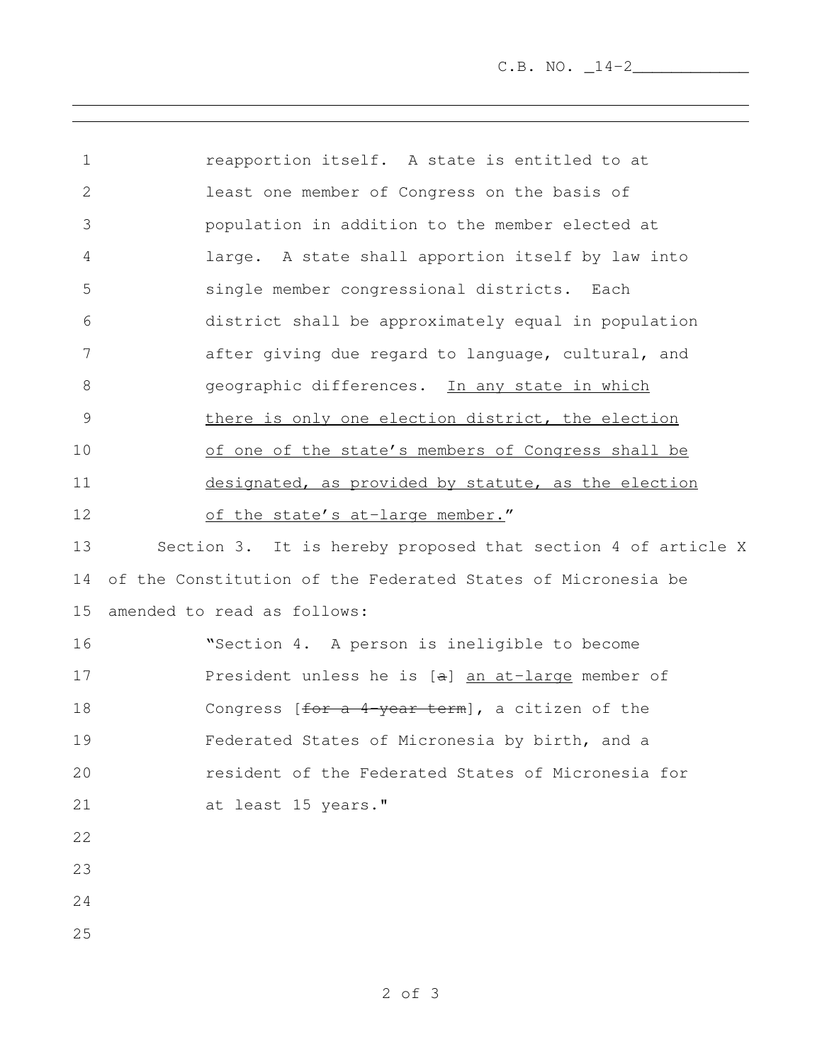reapportion itself. A state is entitled to at least one member of Congress on the basis of population in addition to the member elected at large. A state shall apportion itself by law into single member congressional districts. Each district shall be approximately equal in population after giving due regard to language, cultural, and geographic differences. <u>In any state in which there is only one election district, the election of one of the state's members of Congress shall be designated, as provided by statute, as the election of the state's at-large member.</u>"

Section 3. It is hereby proposed that section 4 of article X of the Constitution of the Federated States of Micronesia be amended to read as follows:

"Section 4. A person is ineligible to become President unless he is [~~a~~] <u>an at-large</u> member of Congress [~~for a 4-year term~~], a citizen of the Federated States of Micronesia by birth, and a resident of the Federated States of Micronesia for at least 15 years."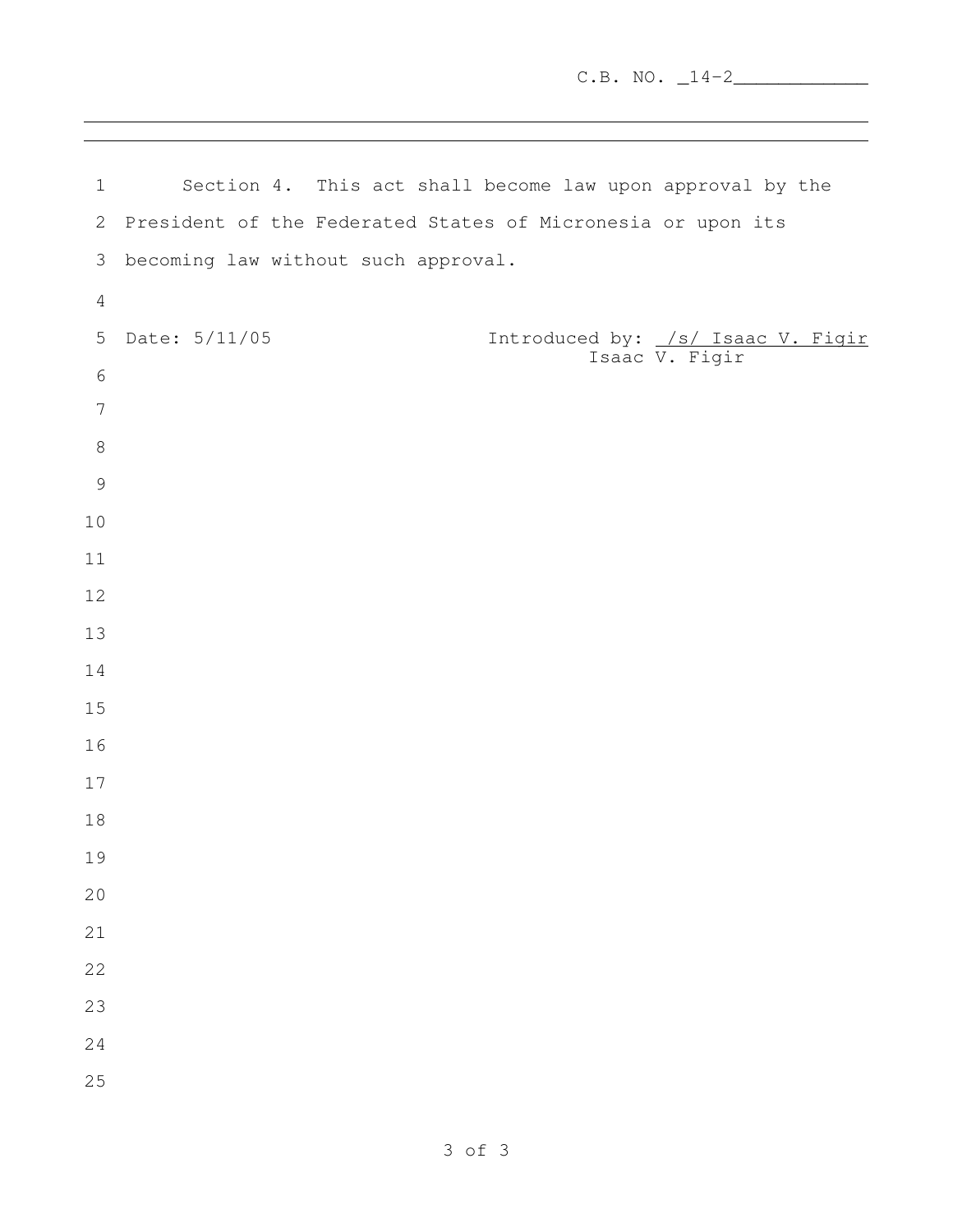C.B. NO. 14-2

Section 4. This act shall become law upon approval by the President of the Federated States of Micronesia or upon its becoming law without such approval.

Date: 5/11/05

Introduced by: /s/ Isaac V. Figir
Isaac V. Figir